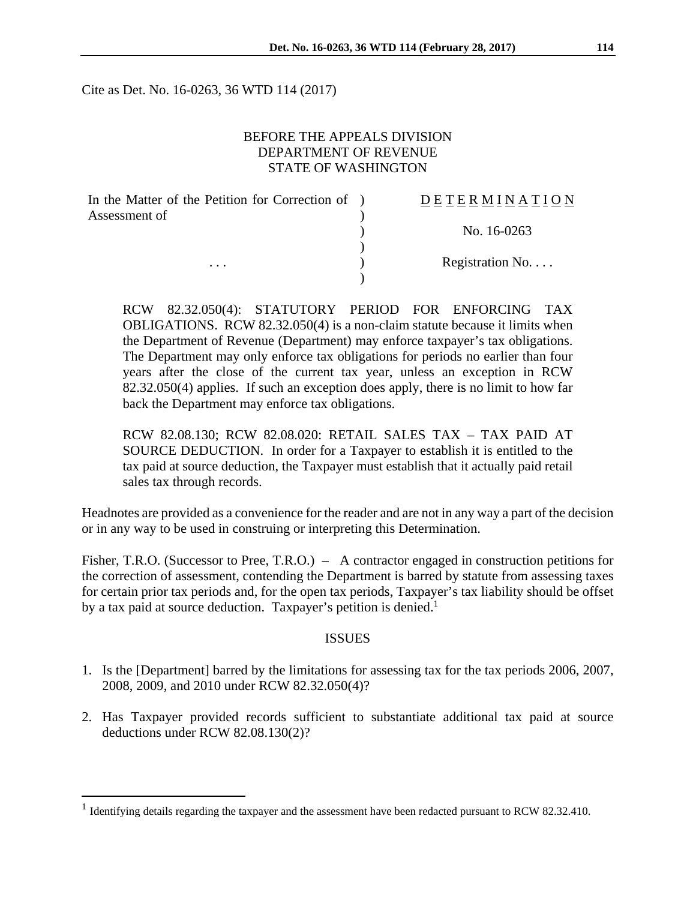Cite as Det. No. 16-0263, 36 WTD 114 (2017)

BEFORE THE APPEALS DIVISION
DEPARTMENT OF REVENUE
STATE OF WASHINGTON

| In the Matter of the Petition for Correction of Assessment of | ) | DETERMINATION |
|---|---|---|
| | ) | No. 16-0263 |
| . . . | ) | Registration No. . . . |

RCW 82.32.050(4): STATUTORY PERIOD FOR ENFORCING TAX OBLIGATIONS. RCW 82.32.050(4) is a non-claim statute because it limits when the Department of Revenue (Department) may enforce taxpayer's tax obligations. The Department may only enforce tax obligations for periods no earlier than four years after the close of the current tax year, unless an exception in RCW 82.32.050(4) applies. If such an exception does apply, there is no limit to how far back the Department may enforce tax obligations.

RCW 82.08.130; RCW 82.08.020: RETAIL SALES TAX – TAX PAID AT SOURCE DEDUCTION. In order for a Taxpayer to establish it is entitled to the tax paid at source deduction, the Taxpayer must establish that it actually paid retail sales tax through records.

Headnotes are provided as a convenience for the reader and are not in any way a part of the decision or in any way to be used in construing or interpreting this Determination.

Fisher, T.R.O. (Successor to Pree, T.R.O.) – A contractor engaged in construction petitions for the correction of assessment, contending the Department is barred by statute from assessing taxes for certain prior tax periods and, for the open tax periods, Taxpayer's tax liability should be offset by a tax paid at source deduction. Taxpayer's petition is denied.[1]

## ISSUES

1. Is the [Department] barred by the limitations for assessing tax for the tax periods 2006, 2007, 2008, 2009, and 2010 under RCW 82.32.050(4)?

2. Has Taxpayer provided records sufficient to substantiate additional tax paid at source deductions under RCW 82.08.130(2)?

[1] Identifying details regarding the taxpayer and the assessment have been redacted pursuant to RCW 82.32.410.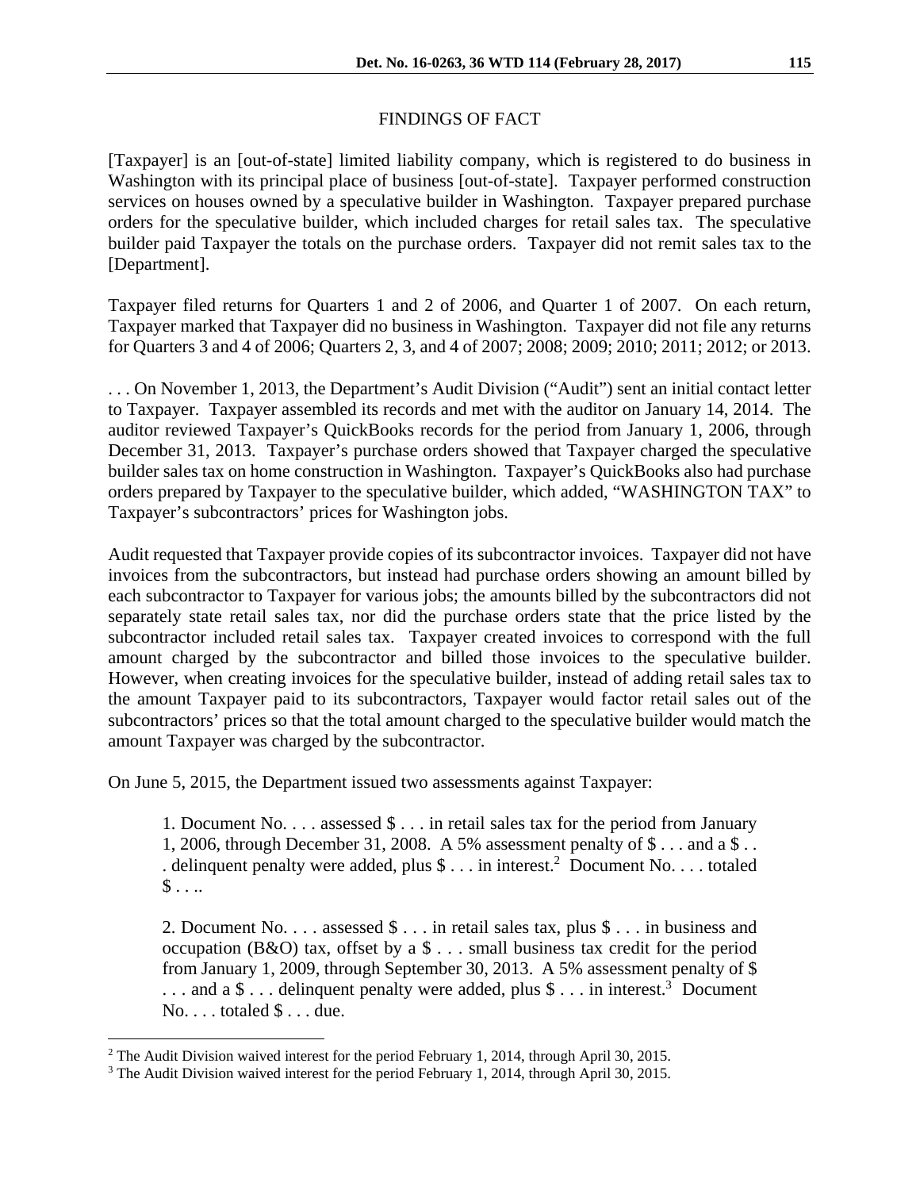## FINDINGS OF FACT

[Taxpayer] is an [out-of-state] limited liability company, which is registered to do business in Washington with its principal place of business [out-of-state]. Taxpayer performed construction services on houses owned by a speculative builder in Washington. Taxpayer prepared purchase orders for the speculative builder, which included charges for retail sales tax. The speculative builder paid Taxpayer the totals on the purchase orders. Taxpayer did not remit sales tax to the [Department].

Taxpayer filed returns for Quarters 1 and 2 of 2006, and Quarter 1 of 2007. On each return, Taxpayer marked that Taxpayer did no business in Washington. Taxpayer did not file any returns for Quarters 3 and 4 of 2006; Quarters 2, 3, and 4 of 2007; 2008; 2009; 2010; 2011; 2012; or 2013.

. . . On November 1, 2013, the Department's Audit Division ("Audit") sent an initial contact letter to Taxpayer. Taxpayer assembled its records and met with the auditor on January 14, 2014. The auditor reviewed Taxpayer's QuickBooks records for the period from January 1, 2006, through December 31, 2013. Taxpayer's purchase orders showed that Taxpayer charged the speculative builder sales tax on home construction in Washington. Taxpayer's QuickBooks also had purchase orders prepared by Taxpayer to the speculative builder, which added, "WASHINGTON TAX" to Taxpayer's subcontractors' prices for Washington jobs.

Audit requested that Taxpayer provide copies of its subcontractor invoices. Taxpayer did not have invoices from the subcontractors, but instead had purchase orders showing an amount billed by each subcontractor to Taxpayer for various jobs; the amounts billed by the subcontractors did not separately state retail sales tax, nor did the purchase orders state that the price listed by the subcontractor included retail sales tax. Taxpayer created invoices to correspond with the full amount charged by the subcontractor and billed those invoices to the speculative builder. However, when creating invoices for the speculative builder, instead of adding retail sales tax to the amount Taxpayer paid to its subcontractors, Taxpayer would factor retail sales out of the subcontractors' prices so that the total amount charged to the speculative builder would match the amount Taxpayer was charged by the subcontractor.

On June 5, 2015, the Department issued two assessments against Taxpayer:

> 1. Document No. . . . assessed $ . . . in retail sales tax for the period from January 1, 2006, through December 31, 2008. A 5% assessment penalty of $ . . . and a $ . . . delinquent penalty were added, plus $ . . . in interest.[2] Document No. . . . totaled $ . . ..
>
> 2. Document No. . . . assessed $ . . . in retail sales tax, plus $ . . . in business and occupation (B&O) tax, offset by a $ . . . small business tax credit for the period from January 1, 2009, through September 30, 2013. A 5% assessment penalty of $ . . . and a $ . . . delinquent penalty were added, plus $ . . . in interest.[3] Document No. . . . totaled $ . . . due.

---

[2] The Audit Division waived interest for the period February 1, 2014, through April 30, 2015.

[3] The Audit Division waived interest for the period February 1, 2014, through April 30, 2015.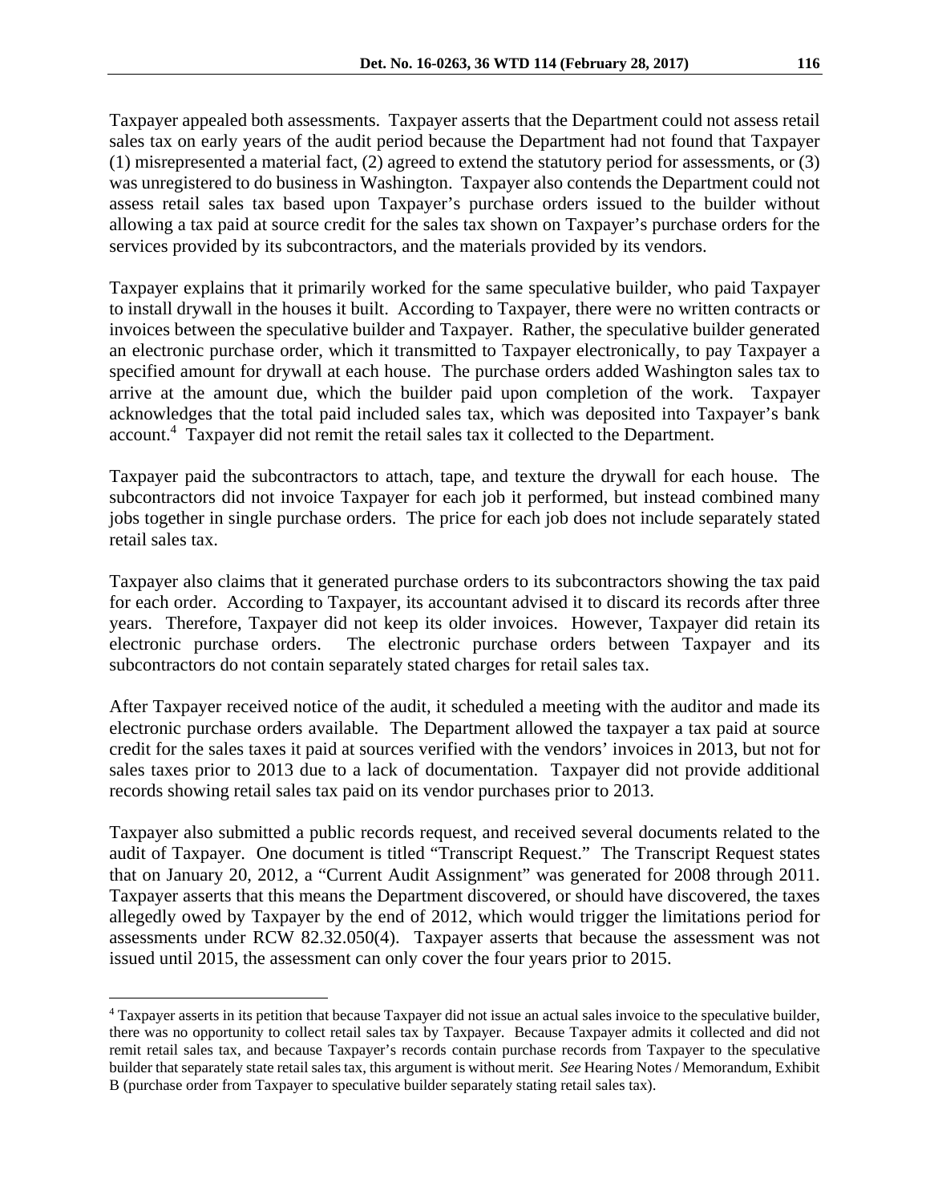Taxpayer appealed both assessments. Taxpayer asserts that the Department could not assess retail sales tax on early years of the audit period because the Department had not found that Taxpayer (1) misrepresented a material fact, (2) agreed to extend the statutory period for assessments, or (3) was unregistered to do business in Washington. Taxpayer also contends the Department could not assess retail sales tax based upon Taxpayer's purchase orders issued to the builder without allowing a tax paid at source credit for the sales tax shown on Taxpayer's purchase orders for the services provided by its subcontractors, and the materials provided by its vendors.

Taxpayer explains that it primarily worked for the same speculative builder, who paid Taxpayer to install drywall in the houses it built. According to Taxpayer, there were no written contracts or invoices between the speculative builder and Taxpayer. Rather, the speculative builder generated an electronic purchase order, which it transmitted to Taxpayer electronically, to pay Taxpayer a specified amount for drywall at each house. The purchase orders added Washington sales tax to arrive at the amount due, which the builder paid upon completion of the work. Taxpayer acknowledges that the total paid included sales tax, which was deposited into Taxpayer's bank account.[4] Taxpayer did not remit the retail sales tax it collected to the Department.

Taxpayer paid the subcontractors to attach, tape, and texture the drywall for each house. The subcontractors did not invoice Taxpayer for each job it performed, but instead combined many jobs together in single purchase orders. The price for each job does not include separately stated retail sales tax.

Taxpayer also claims that it generated purchase orders to its subcontractors showing the tax paid for each order. According to Taxpayer, its accountant advised it to discard its records after three years. Therefore, Taxpayer did not keep its older invoices. However, Taxpayer did retain its electronic purchase orders. The electronic purchase orders between Taxpayer and its subcontractors do not contain separately stated charges for retail sales tax.

After Taxpayer received notice of the audit, it scheduled a meeting with the auditor and made its electronic purchase orders available. The Department allowed the taxpayer a tax paid at source credit for the sales taxes it paid at sources verified with the vendors' invoices in 2013, but not for sales taxes prior to 2013 due to a lack of documentation. Taxpayer did not provide additional records showing retail sales tax paid on its vendor purchases prior to 2013.

Taxpayer also submitted a public records request, and received several documents related to the audit of Taxpayer. One document is titled "Transcript Request." The Transcript Request states that on January 20, 2012, a "Current Audit Assignment" was generated for 2008 through 2011. Taxpayer asserts that this means the Department discovered, or should have discovered, the taxes allegedly owed by Taxpayer by the end of 2012, which would trigger the limitations period for assessments under RCW 82.32.050(4). Taxpayer asserts that because the assessment was not issued until 2015, the assessment can only cover the four years prior to 2015.

---

[4] Taxpayer asserts in its petition that because Taxpayer did not issue an actual sales invoice to the speculative builder, there was no opportunity to collect retail sales tax by Taxpayer. Because Taxpayer admits it collected and did not remit retail sales tax, and because Taxpayer's records contain purchase records from Taxpayer to the speculative builder that separately state retail sales tax, this argument is without merit. *See* Hearing Notes / Memorandum, Exhibit B (purchase order from Taxpayer to speculative builder separately stating retail sales tax).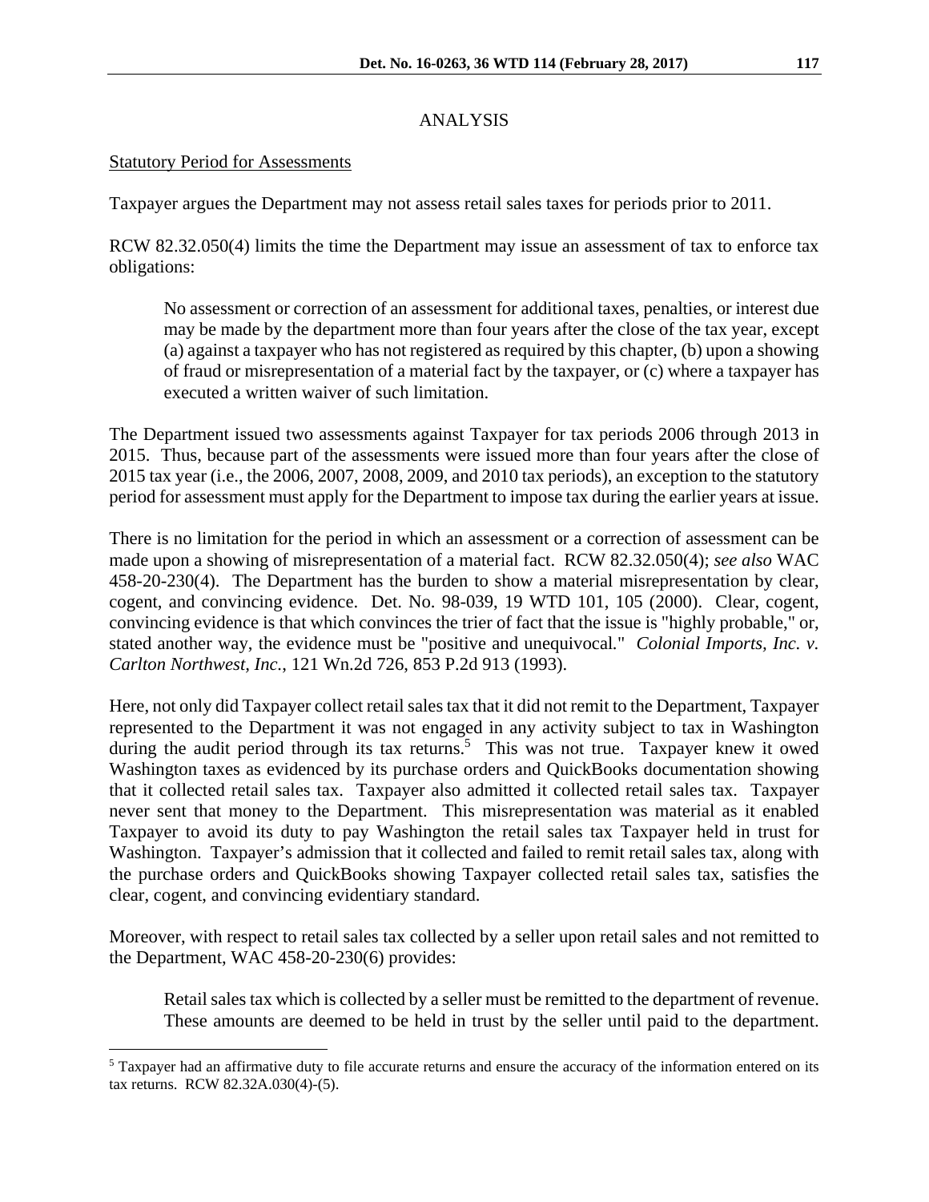## ANALYSIS

Statutory Period for Assessments

Taxpayer argues the Department may not assess retail sales taxes for periods prior to 2011.

RCW 82.32.050(4) limits the time the Department may issue an assessment of tax to enforce tax obligations:

> No assessment or correction of an assessment for additional taxes, penalties, or interest due may be made by the department more than four years after the close of the tax year, except (a) against a taxpayer who has not registered as required by this chapter, (b) upon a showing of fraud or misrepresentation of a material fact by the taxpayer, or (c) where a taxpayer has executed a written waiver of such limitation.

The Department issued two assessments against Taxpayer for tax periods 2006 through 2013 in 2015. Thus, because part of the assessments were issued more than four years after the close of 2015 tax year (i.e., the 2006, 2007, 2008, 2009, and 2010 tax periods), an exception to the statutory period for assessment must apply for the Department to impose tax during the earlier years at issue.

There is no limitation for the period in which an assessment or a correction of assessment can be made upon a showing of misrepresentation of a material fact. RCW 82.32.050(4); *see also* WAC 458-20-230(4). The Department has the burden to show a material misrepresentation by clear, cogent, and convincing evidence. Det. No. 98-039, 19 WTD 101, 105 (2000). Clear, cogent, convincing evidence is that which convinces the trier of fact that the issue is "highly probable," or, stated another way, the evidence must be "positive and unequivocal." *Colonial Imports, Inc. v. Carlton Northwest, Inc.*, 121 Wn.2d 726, 853 P.2d 913 (1993).

Here, not only did Taxpayer collect retail sales tax that it did not remit to the Department, Taxpayer represented to the Department it was not engaged in any activity subject to tax in Washington during the audit period through its tax returns.[5] This was not true. Taxpayer knew it owed Washington taxes as evidenced by its purchase orders and QuickBooks documentation showing that it collected retail sales tax. Taxpayer also admitted it collected retail sales tax. Taxpayer never sent that money to the Department. This misrepresentation was material as it enabled Taxpayer to avoid its duty to pay Washington the retail sales tax Taxpayer held in trust for Washington. Taxpayer's admission that it collected and failed to remit retail sales tax, along with the purchase orders and QuickBooks showing Taxpayer collected retail sales tax, satisfies the clear, cogent, and convincing evidentiary standard.

Moreover, with respect to retail sales tax collected by a seller upon retail sales and not remitted to the Department, WAC 458-20-230(6) provides:

> Retail sales tax which is collected by a seller must be remitted to the department of revenue. These amounts are deemed to be held in trust by the seller until paid to the department.

[5] Taxpayer had an affirmative duty to file accurate returns and ensure the accuracy of the information entered on its tax returns. RCW 82.32A.030(4)-(5).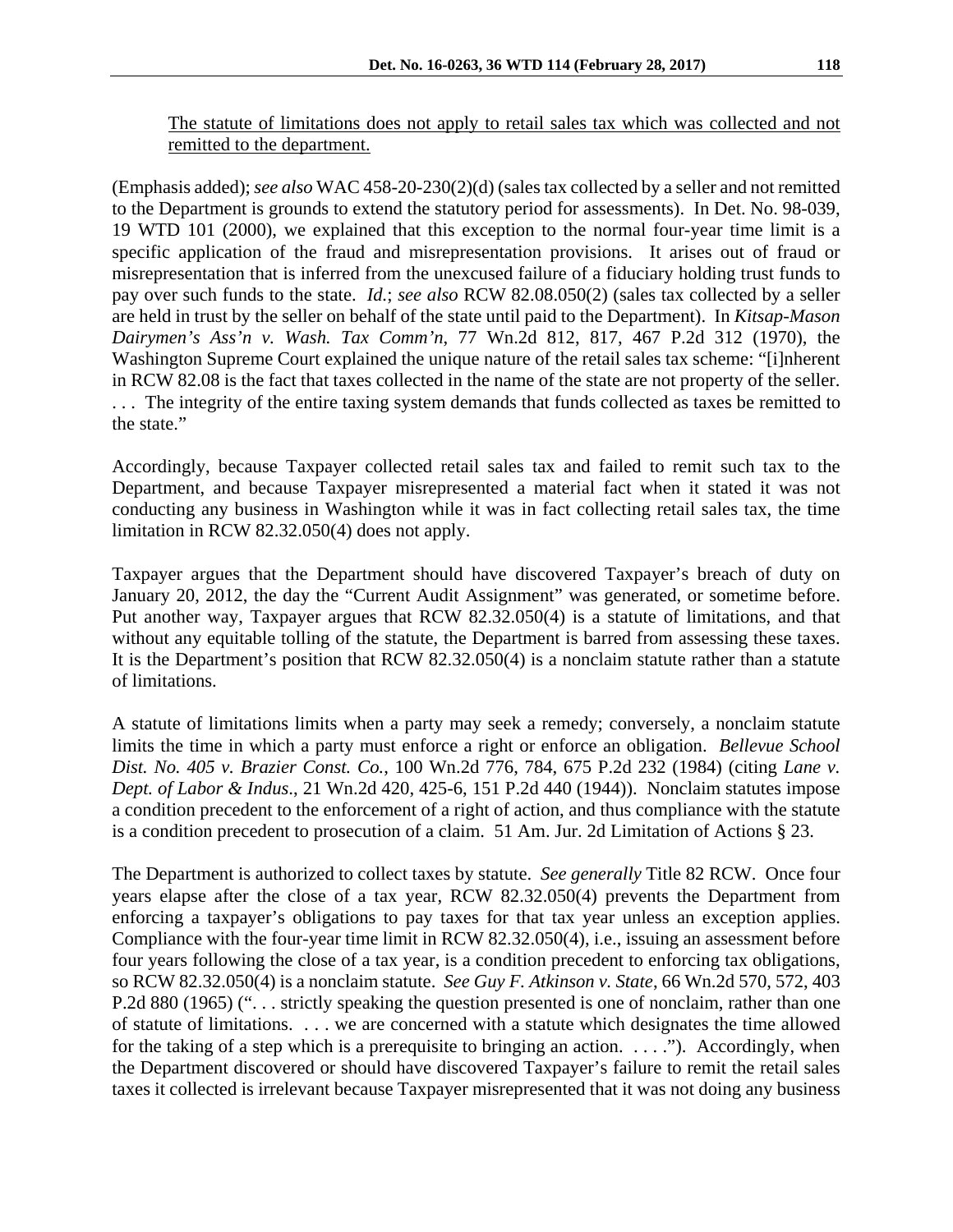<u>The statute of limitations does not apply to retail sales tax which was collected and not remitted to the department.</u>

(Emphasis added); *see also* WAC 458-20-230(2)(d) (sales tax collected by a seller and not remitted to the Department is grounds to extend the statutory period for assessments). In Det. No. 98-039, 19 WTD 101 (2000), we explained that this exception to the normal four-year time limit is a specific application of the fraud and misrepresentation provisions. It arises out of fraud or misrepresentation that is inferred from the unexcused failure of a fiduciary holding trust funds to pay over such funds to the state. *Id.*; *see also* RCW 82.08.050(2) (sales tax collected by a seller are held in trust by the seller on behalf of the state until paid to the Department). In *Kitsap-Mason Dairymen's Ass'n v. Wash. Tax Comm'n*, 77 Wn.2d 812, 817, 467 P.2d 312 (1970), the Washington Supreme Court explained the unique nature of the retail sales tax scheme: "[i]nherent in RCW 82.08 is the fact that taxes collected in the name of the state are not property of the seller. . . . The integrity of the entire taxing system demands that funds collected as taxes be remitted to the state."

Accordingly, because Taxpayer collected retail sales tax and failed to remit such tax to the Department, and because Taxpayer misrepresented a material fact when it stated it was not conducting any business in Washington while it was in fact collecting retail sales tax, the time limitation in RCW 82.32.050(4) does not apply.

Taxpayer argues that the Department should have discovered Taxpayer's breach of duty on January 20, 2012, the day the "Current Audit Assignment" was generated, or sometime before. Put another way, Taxpayer argues that RCW 82.32.050(4) is a statute of limitations, and that without any equitable tolling of the statute, the Department is barred from assessing these taxes. It is the Department's position that RCW 82.32.050(4) is a nonclaim statute rather than a statute of limitations.

A statute of limitations limits when a party may seek a remedy; conversely, a nonclaim statute limits the time in which a party must enforce a right or enforce an obligation. *Bellevue School Dist. No. 405 v. Brazier Const. Co.*, 100 Wn.2d 776, 784, 675 P.2d 232 (1984) (citing *Lane v. Dept. of Labor & Indus*., 21 Wn.2d 420, 425-6, 151 P.2d 440 (1944)). Nonclaim statutes impose a condition precedent to the enforcement of a right of action, and thus compliance with the statute is a condition precedent to prosecution of a claim. 51 Am. Jur. 2d Limitation of Actions § 23.

The Department is authorized to collect taxes by statute. *See generally* Title 82 RCW. Once four years elapse after the close of a tax year, RCW 82.32.050(4) prevents the Department from enforcing a taxpayer's obligations to pay taxes for that tax year unless an exception applies. Compliance with the four-year time limit in RCW 82.32.050(4), i.e., issuing an assessment before four years following the close of a tax year, is a condition precedent to enforcing tax obligations, so RCW 82.32.050(4) is a nonclaim statute. *See Guy F. Atkinson v. State*, 66 Wn.2d 570, 572, 403 P.2d 880 (1965) (". . . strictly speaking the question presented is one of nonclaim, rather than one of statute of limitations. . . . we are concerned with a statute which designates the time allowed for the taking of a step which is a prerequisite to bringing an action. . . . ."). Accordingly, when the Department discovered or should have discovered Taxpayer's failure to remit the retail sales taxes it collected is irrelevant because Taxpayer misrepresented that it was not doing any business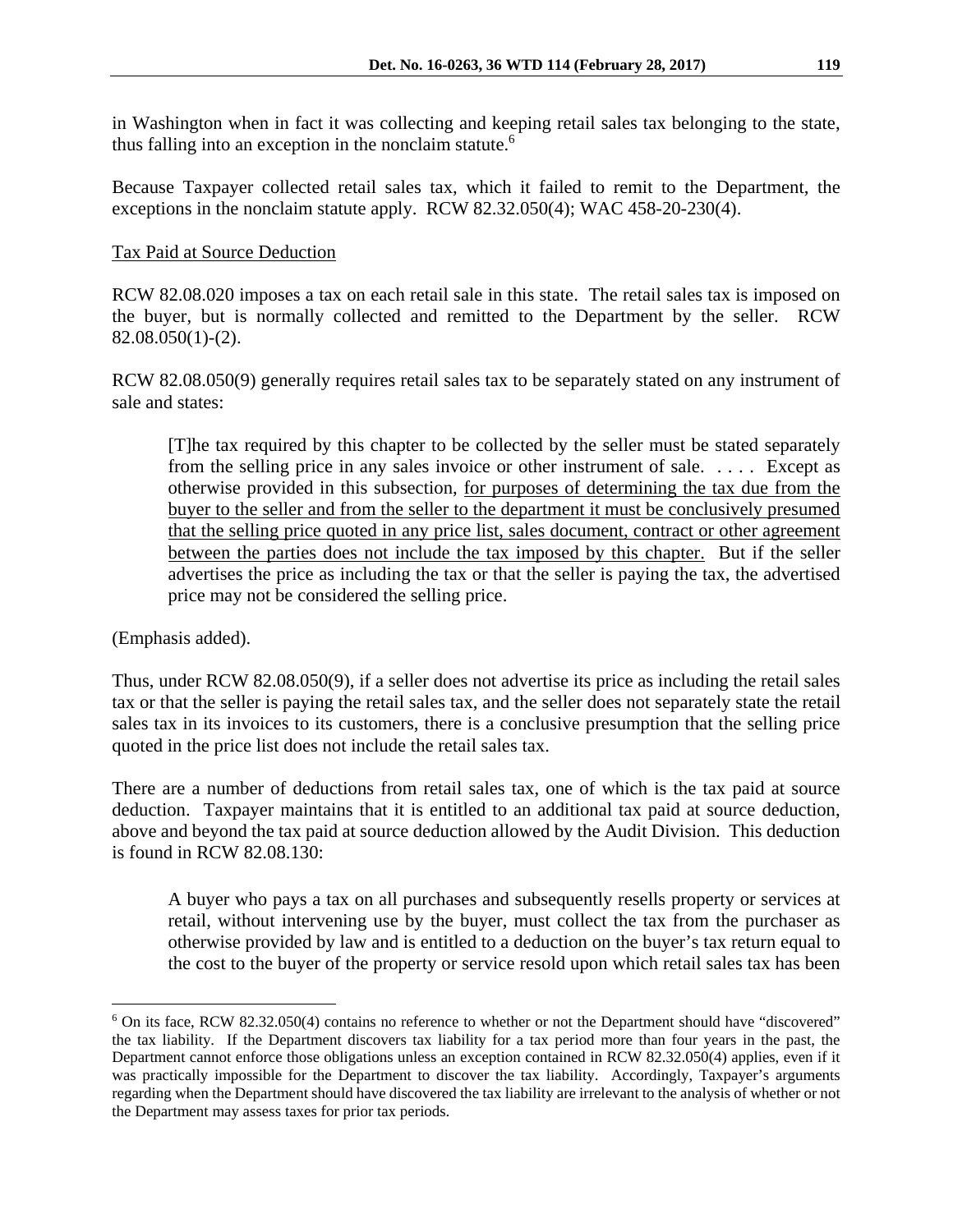in Washington when in fact it was collecting and keeping retail sales tax belonging to the state, thus falling into an exception in the nonclaim statute.[6]

Because Taxpayer collected retail sales tax, which it failed to remit to the Department, the exceptions in the nonclaim statute apply. RCW 82.32.050(4); WAC 458-20-230(4).

<u>Tax Paid at Source Deduction</u>

RCW 82.08.020 imposes a tax on each retail sale in this state. The retail sales tax is imposed on the buyer, but is normally collected and remitted to the Department by the seller. RCW 82.08.050(1)-(2).

RCW 82.08.050(9) generally requires retail sales tax to be separately stated on any instrument of sale and states:

> [T]he tax required by this chapter to be collected by the seller must be stated separately from the selling price in any sales invoice or other instrument of sale. . . . . Except as otherwise provided in this subsection, <u>for purposes of determining the tax due from the buyer to the seller and from the seller to the department it must be conclusively presumed that the selling price quoted in any price list, sales document, contract or other agreement between the parties does not include the tax imposed by this chapter.</u> But if the seller advertises the price as including the tax or that the seller is paying the tax, the advertised price may not be considered the selling price.

(Emphasis added).

Thus, under RCW 82.08.050(9), if a seller does not advertise its price as including the retail sales tax or that the seller is paying the retail sales tax, and the seller does not separately state the retail sales tax in its invoices to its customers, there is a conclusive presumption that the selling price quoted in the price list does not include the retail sales tax.

There are a number of deductions from retail sales tax, one of which is the tax paid at source deduction. Taxpayer maintains that it is entitled to an additional tax paid at source deduction, above and beyond the tax paid at source deduction allowed by the Audit Division. This deduction is found in RCW 82.08.130:

> A buyer who pays a tax on all purchases and subsequently resells property or services at retail, without intervening use by the buyer, must collect the tax from the purchaser as otherwise provided by law and is entitled to a deduction on the buyer's tax return equal to the cost to the buyer of the property or service resold upon which retail sales tax has been

---

[6] On its face, RCW 82.32.050(4) contains no reference to whether or not the Department should have "discovered" the tax liability. If the Department discovers tax liability for a tax period more than four years in the past, the Department cannot enforce those obligations unless an exception contained in RCW 82.32.050(4) applies, even if it was practically impossible for the Department to discover the tax liability. Accordingly, Taxpayer's arguments regarding when the Department should have discovered the tax liability are irrelevant to the analysis of whether or not the Department may assess taxes for prior tax periods.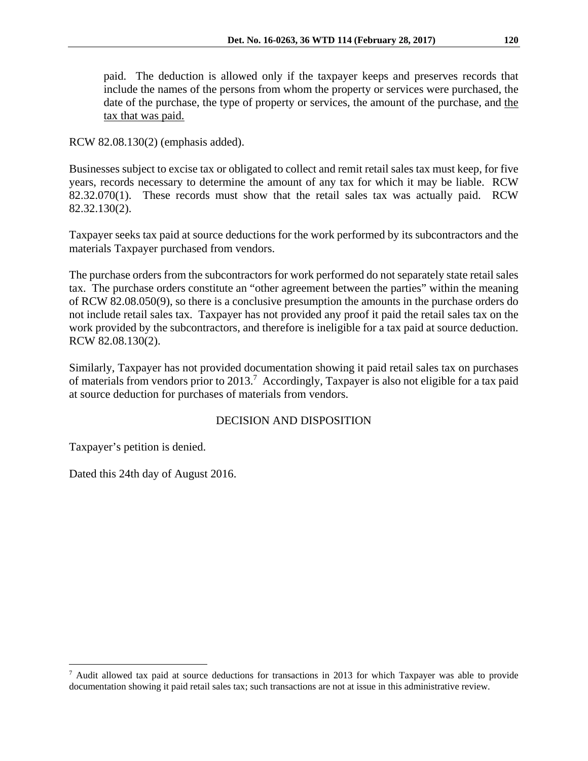paid. The deduction is allowed only if the taxpayer keeps and preserves records that include the names of the persons from whom the property or services were purchased, the date of the purchase, the type of property or services, the amount of the purchase, and <u>the tax that was paid.</u>

RCW 82.08.130(2) (emphasis added).

Businesses subject to excise tax or obligated to collect and remit retail sales tax must keep, for five years, records necessary to determine the amount of any tax for which it may be liable. RCW 82.32.070(1). These records must show that the retail sales tax was actually paid. RCW 82.32.130(2).

Taxpayer seeks tax paid at source deductions for the work performed by its subcontractors and the materials Taxpayer purchased from vendors.

The purchase orders from the subcontractors for work performed do not separately state retail sales tax. The purchase orders constitute an "other agreement between the parties" within the meaning of RCW 82.08.050(9), so there is a conclusive presumption the amounts in the purchase orders do not include retail sales tax. Taxpayer has not provided any proof it paid the retail sales tax on the work provided by the subcontractors, and therefore is ineligible for a tax paid at source deduction. RCW 82.08.130(2).

Similarly, Taxpayer has not provided documentation showing it paid retail sales tax on purchases of materials from vendors prior to 2013.[7] Accordingly, Taxpayer is also not eligible for a tax paid at source deduction for purchases of materials from vendors.

DECISION AND DISPOSITION

Taxpayer's petition is denied.

Dated this 24th day of August 2016.

[7] Audit allowed tax paid at source deductions for transactions in 2013 for which Taxpayer was able to provide documentation showing it paid retail sales tax; such transactions are not at issue in this administrative review.